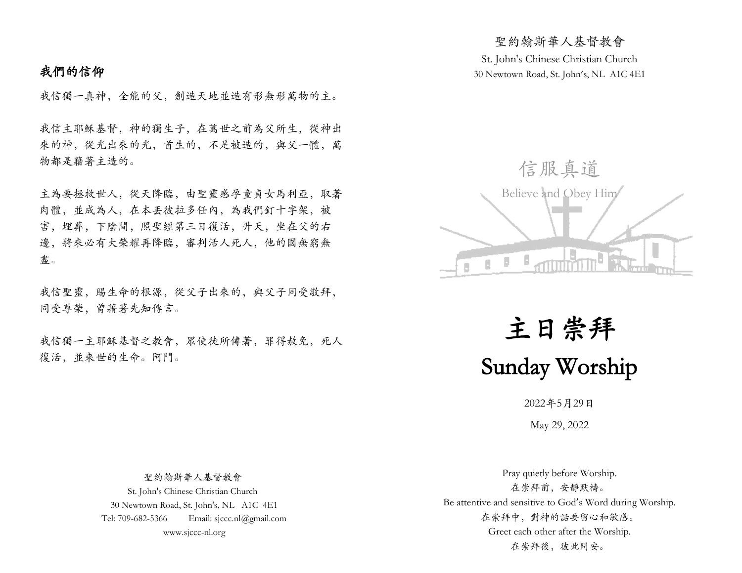## 我們的信仰

我信獨一真神，全能的父，創造天地並造有形無形萬物的主。

我信主耶穌基督，神的獨生子，在萬世之前為父所生，從神出來的神，從光出來的光，首生的，不是被造的，與父一體，萬物都是藉著主造的。

主為要拯救世人，從天降臨，由聖靈感孕童貞女馬利亞，取著肉體，並成為人，在本丟彼拉多任內，為我們釘十字架，被害，埋葬，下陰間，照聖經第三日復活，升天，坐在父的右邊，將來必有大榮耀再降臨，審判活人死人，他的國無窮無盡。

我信聖靈，賜生命的根源，從父子出來的，與父子同受敬拜，同受尊榮，曾藉著先知傳言。

我信獨一主耶穌基督之教會，眾使徒所傳著，罪得赦免，死人復活，並來世的生命。阿門。

聖約翰斯華人基督教會
St. John's Chinese Christian Church
30 Newtown Road, St. John's, NL A1C 4E1
Tel: 709-682-5366 Email: sjccc.nl@gmail.com
www.sjccc-nl.org

聖約翰斯華人基督教會
St. John's Chinese Christian Church
30 Newtown Road, St. John's, NL A1C 4E1

信服真道
Believe and Obey Him

# 主日崇拜
# Sunday Worship

2022年5月29日

May 29, 2022

Pray quietly before Worship.
在崇拜前，安靜默禱。
Be attentive and sensitive to God's Word during Worship.
在崇拜中，對神的話要留心和敏感。
Greet each other after the Worship.
在崇拜後，彼此問安。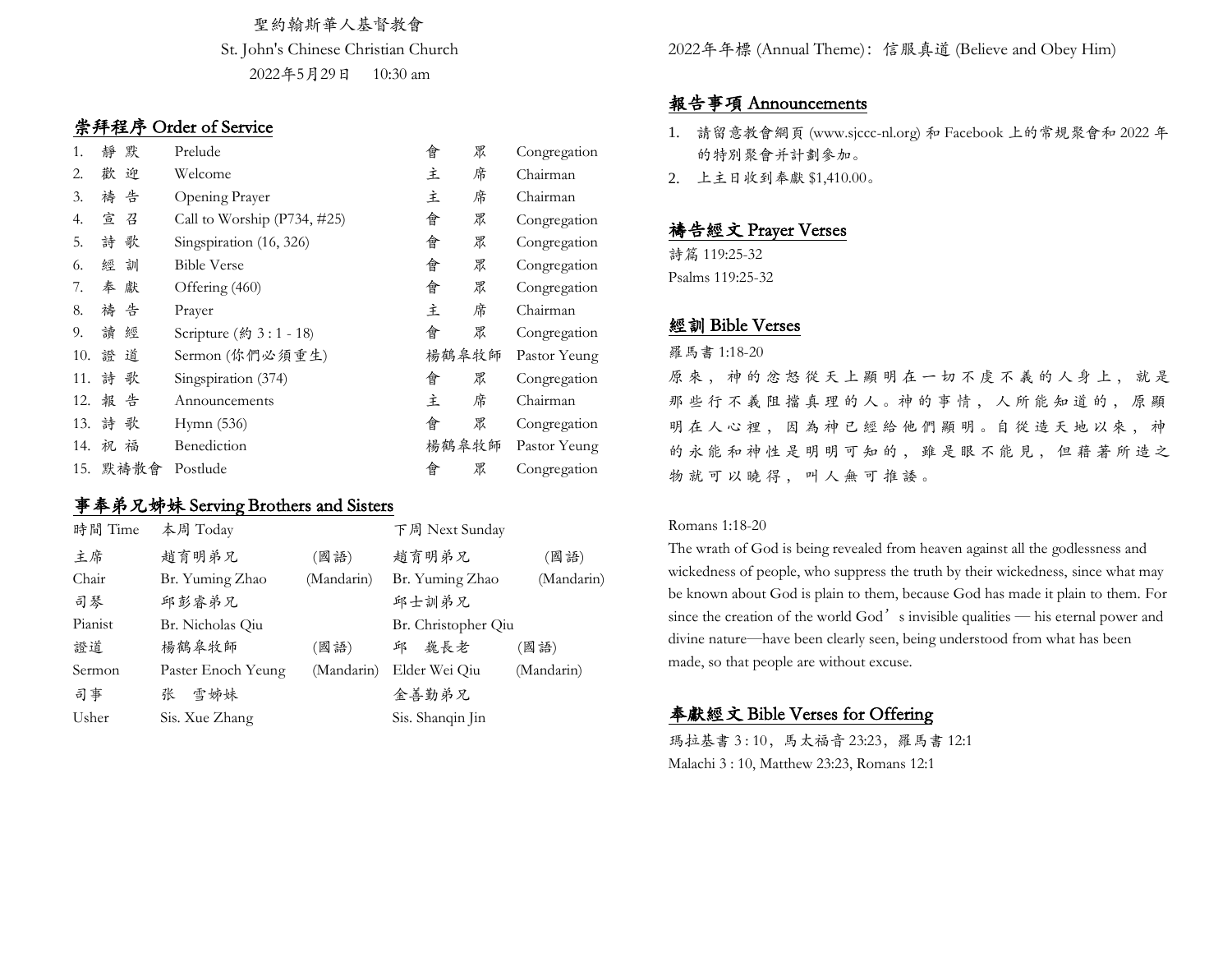聖約翰斯華人基督教會

St. John's Chinese Christian Church

2022年5月29日　10:30 am

## 崇拜程序 Order of Service

| | | | | |
|---|---|---|---|---|
| 1. 靜 默 | Prelude | 會 眾 | Congregation |
| 2. 歡 迎 | Welcome | 主 席 | Chairman |
| 3. 禱 告 | Opening Prayer | 主 席 | Chairman |
| 4. 宣 召 | Call to Worship (P734, #25) | 會 眾 | Congregation |
| 5. 詩 歌 | Singspiration (16, 326) | 會 眾 | Congregation |
| 6. 經 訓 | Bible Verse | 會 眾 | Congregation |
| 7. 奉 獻 | Offering (460) | 會 眾 | Congregation |
| 8. 禱 告 | Prayer | 主 席 | Chairman |
| 9. 讀 經 | Scripture (約 3 : 1 - 18) | 會 眾 | Congregation |
| 10. 證 道 | Sermon (你們必須重生) | 楊鶴皋牧師 | Pastor Yeung |
| 11. 詩 歌 | Singspiration (374) | 會 眾 | Congregation |
| 12. 報 告 | Announcements | 主 席 | Chairman |
| 13. 詩 歌 | Hymn (536) | 會 眾 | Congregation |
| 14. 祝 福 | Benediction | 楊鶴皋牧師 | Pastor Yeung |
| 15. 默禱散會 | Postlude | 會 眾 | Congregation |

## 事奉弟兄姊妹 Serving Brothers and Sisters

| 時間 Time | 本周 Today | | 下周 Next Sunday | |
|---|---|---|---|---|
| 主席 Chair | 趙育明弟兄 Br. Yuming Zhao | (國語) (Mandarin) | 趙育明弟兄 Br. Yuming Zhao | (國語) (Mandarin) |
| 司琴 Pianist | 邱彭睿弟兄 Br. Nicholas Qiu | | 邱士訓弟兄 Br. Christopher Qiu | |
| 證道 Sermon | 楊鶴皋牧師 Paster Enoch Yeung | (國語) (Mandarin) | 邱 巍長老 Elder Wei Qiu | (國語) (Mandarin) |
| 司事 Usher | 张 雪姊妹 Sis. Xue Zhang | | 金善勤弟兄 Sis. Shanqin Jin | |

2022年年標 (Annual Theme)：信服真道 (Believe and Obey Him)

## 報告事項 Announcements

1. 請留意教會網頁 (www.sjccc-nl.org) 和 Facebook 上的常規聚會和 2022 年的特別聚會并計劃參加。
2. 上主日收到奉獻 $1,410.00。

## 禱告經文 Prayer Verses

詩篇 119:25-32

Psalms 119:25-32

## 經訓 Bible Verses

羅馬書 1:18-20

原來，神的忿怒從天上顯明在一切不虔不義的人身上，就是那些行不義阻擋真理的人。神的事情，人所能知道的，原顯明在人心裡，因為神已經給他們顯明。自從造天地以來，神的永能和神性是明明可知的，雖是眼不能見，但藉著所造之物就可以曉得，叫人無可推諉。

Romans 1:18-20

The wrath of God is being revealed from heaven against all the godlessness and wickedness of people, who suppress the truth by their wickedness, since what may be known about God is plain to them, because God has made it plain to them. For since the creation of the world God's invisible qualities — his eternal power and divine nature—have been clearly seen, being understood from what has been made, so that people are without excuse.

## 奉獻經文 Bible Verses for Offering

瑪拉基書 3 : 10，馬太福音 23:23，羅馬書 12:1

Malachi 3 : 10, Matthew 23:23, Romans 12:1